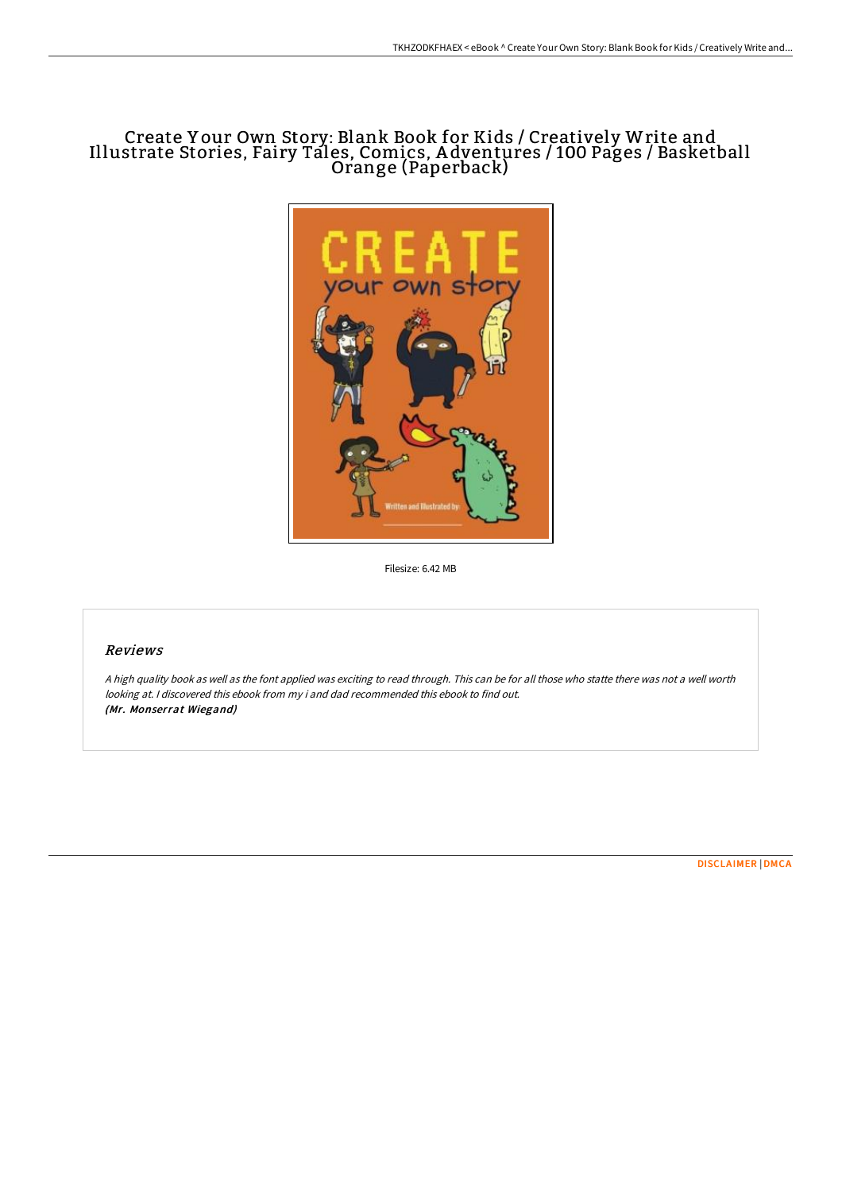# Create Your Own Story: Blank Book for Kids / Creatively Write and Illustrate Stories, Fairy Tales, Comics, Adventures / 100 Pages / Basketball Orange (Paperback)

Filesize: 6.42 MB

## *Reviews*

*A high quality book as well as the font applied was exciting to read through. This can be for all those who statte there was not a well worth looking at. I discovered this ebook from my i and dad recommended this ebook to find out.*
***(Mr. Monserrat Wiegand)***

DISCLAIMER | DMCA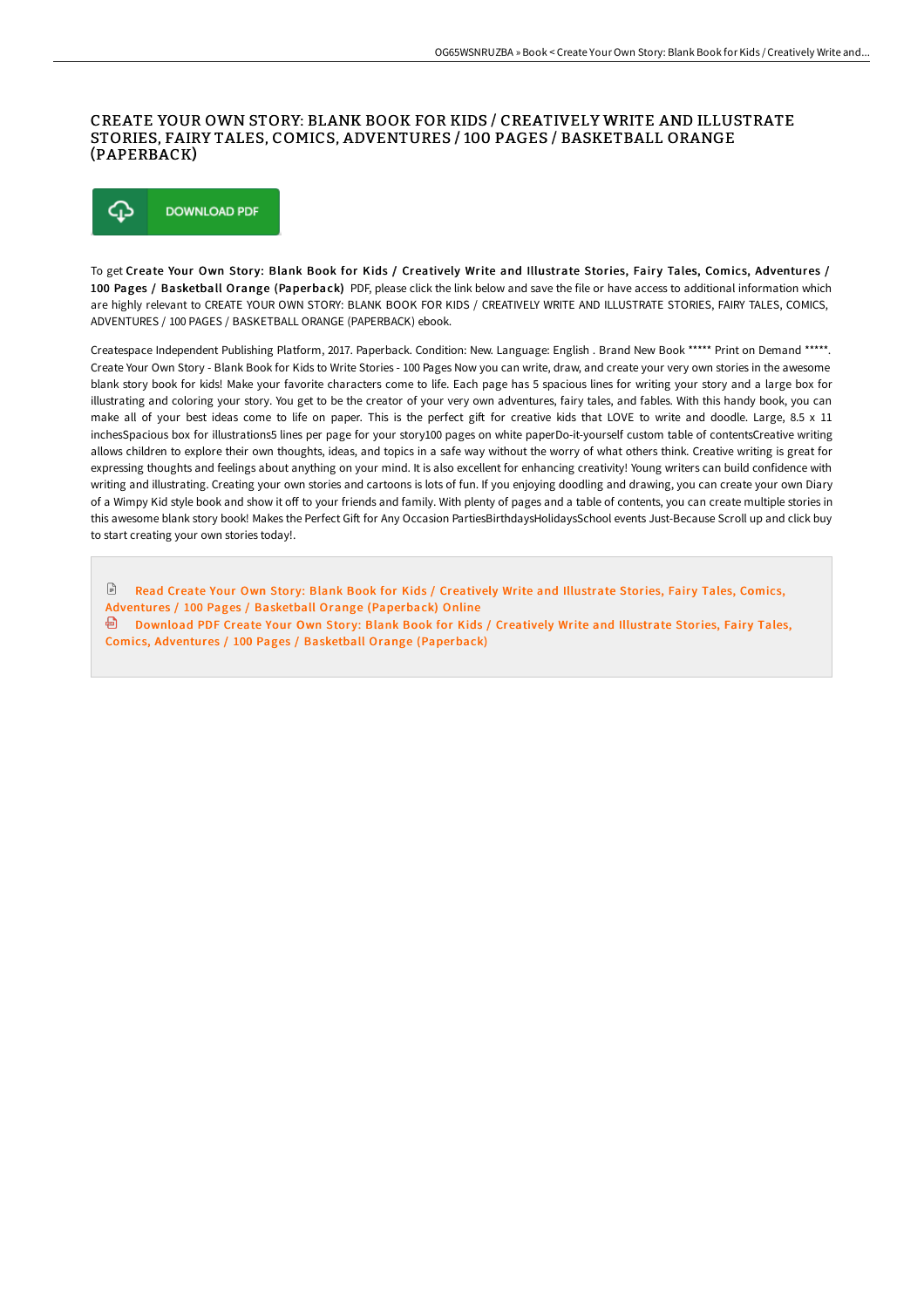# CREATE YOUR OWN STORY: BLANK BOOK FOR KIDS / CREATIVELY WRITE AND ILLUSTRATE STORIES, FAIRY TALES, COMICS, ADVENTURES / 100 PAGES / BASKETBALL ORANGE (PAPERBACK)

DOWNLOAD PDF

To get **Create Your Own Story: Blank Book for Kids / Creatively Write and Illustrate Stories, Fairy Tales, Comics, Adventures / 100 Pages / Basketball Orange (Paperback)** PDF, please click the link below and save the file or have access to additional information which are highly relevant to CREATE YOUR OWN STORY: BLANK BOOK FOR KIDS / CREATIVELY WRITE AND ILLUSTRATE STORIES, FAIRY TALES, COMICS, ADVENTURES / 100 PAGES / BASKETBALL ORANGE (PAPERBACK) ebook.

Createspace Independent Publishing Platform, 2017. Paperback. Condition: New. Language: English . Brand New Book ***** Print on Demand *****. Create Your Own Story - Blank Book for Kids to Write Stories - 100 Pages Now you can write, draw, and create your very own stories in the awesome blank story book for kids! Make your favorite characters come to life. Each page has 5 spacious lines for writing your story and a large box for illustrating and coloring your story. You get to be the creator of your very own adventures, fairy tales, and fables. With this handy book, you can make all of your best ideas come to life on paper. This is the perfect gift for creative kids that LOVE to write and doodle. Large, 8.5 x 11 inchesSpacious box for illustrations5 lines per page for your story100 pages on white paperDo-it-yourself custom table of contentsCreative writing allows children to explore their own thoughts, ideas, and topics in a safe way without the worry of what others think. Creative writing is great for expressing thoughts and feelings about anything on your mind. It is also excellent for enhancing creativity! Young writers can build confidence with writing and illustrating. Creating your own stories and cartoons is lots of fun. If you enjoying doodling and drawing, you can create your own Diary of a Wimpy Kid style book and show it off to your friends and family. With plenty of pages and a table of contents, you can create multiple stories in this awesome blank story book! Makes the Perfect Gift for Any Occasion PartiesBirthdaysHolidaysSchool events Just-Because Scroll up and click buy to start creating your own stories today!.

Read Create Your Own Story: Blank Book for Kids / Creatively Write and Illustrate Stories, Fairy Tales, Comics, Adventures / 100 Pages / Basketball Orange (Paperback) Online

Download PDF Create Your Own Story: Blank Book for Kids / Creatively Write and Illustrate Stories, Fairy Tales, Comics, Adventures / 100 Pages / Basketball Orange (Paperback)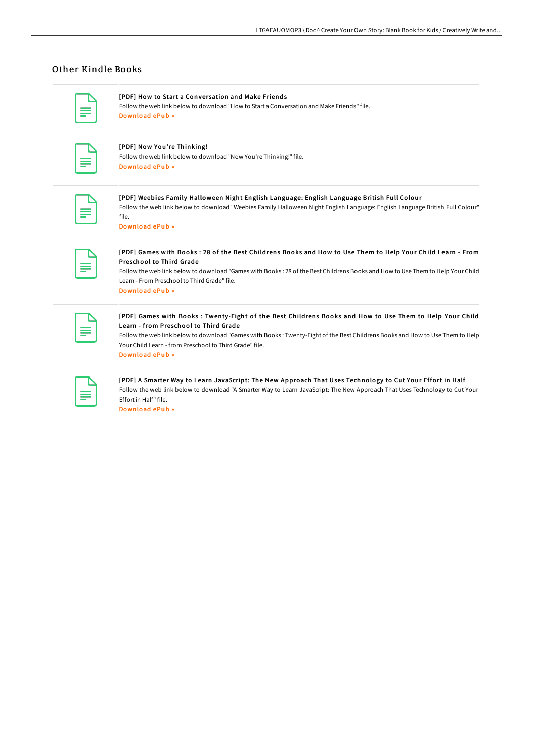## Other Kindle Books

**[PDF] How to Start a Conversation and Make Friends**

Follow the web link below to download "How to Start a Conversation and Make Friends" file.

Download ePub »

**[PDF] Now You're Thinking!**

Follow the web link below to download "Now You're Thinking!" file.

Download ePub »

**[PDF] Weebies Family Halloween Night English Language: English Language British Full Colour**

Follow the web link below to download "Weebies Family Halloween Night English Language: English Language British Full Colour" file.

Download ePub »

**[PDF] Games with Books : 28 of the Best Childrens Books and How to Use Them to Help Your Child Learn - From Preschool to Third Grade**

Follow the web link below to download "Games with Books : 28 of the Best Childrens Books and How to Use Them to Help Your Child Learn - From Preschool to Third Grade" file.

Download ePub »

**[PDF] Games with Books : Twenty-Eight of the Best Childrens Books and How to Use Them to Help Your Child Learn - from Preschool to Third Grade**

Follow the web link below to download "Games with Books : Twenty-Eight of the Best Childrens Books and How to Use Them to Help Your Child Learn - from Preschool to Third Grade" file.

Download ePub »

**[PDF] A Smarter Way to Learn JavaScript: The New Approach That Uses Technology to Cut Your Effort in Half**

Follow the web link below to download "A Smarter Way to Learn JavaScript: The New Approach That Uses Technology to Cut Your Effort in Half" file.

Download ePub »